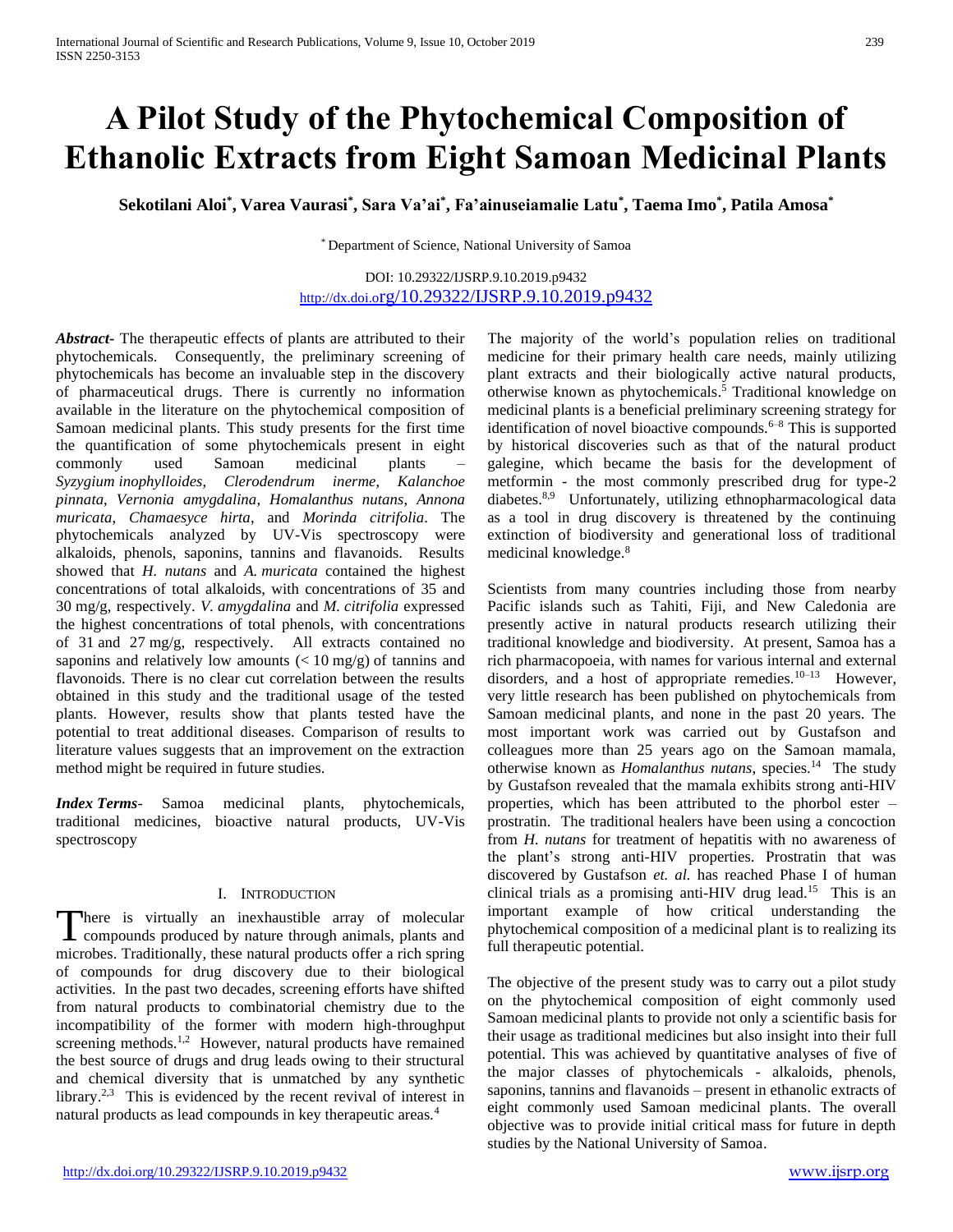# A Pilot Study of the Phytochemical Composition of Ethanolic Extracts from Eight Samoan Medicinal Plants

**Sekotilani Aloi[*], Varea Vaurasi[*], Sara Va'ai[*], Fa'ainuseiamalie Latu[*], Taema Imo[*], Patila Amosa[*]**

[*] Department of Science, National University of Samoa

DOI: 10.29322/IJSRP.9.10.2019.p9432
http://dx.doi.org/10.29322/IJSRP.9.10.2019.p9432

***Abstract***- The therapeutic effects of plants are attributed to their phytochemicals. Consequently, the preliminary screening of phytochemicals has become an invaluable step in the discovery of pharmaceutical drugs. There is currently no information available in the literature on the phytochemical composition of Samoan medicinal plants. This study presents for the first time the quantification of some phytochemicals present in eight commonly used Samoan medicinal plants – *Syzygium inophylloides*, *Clerodendrum inerme*, *Kalanchoe pinnata*, *Vernonia amygdalina*, *Homalanthus nutans*, *Annona muricata*, *Chamaesyce hirta*, and *Morinda citrifolia*. The phytochemicals analyzed by UV-Vis spectroscopy were alkaloids, phenols, saponins, tannins and flavanoids. Results showed that *H. nutans* and *A. muricata* contained the highest concentrations of total alkaloids, with concentrations of 35 and 30 mg/g, respectively. *V. amygdalina* and *M. citrifolia* expressed the highest concentrations of total phenols, with concentrations of 31 and 27 mg/g, respectively. All extracts contained no saponins and relatively low amounts (< 10 mg/g) of tannins and flavonoids. There is no clear cut correlation between the results obtained in this study and the traditional usage of the tested plants. However, results show that plants tested have the potential to treat additional diseases. Comparison of results to literature values suggests that an improvement on the extraction method might be required in future studies.

***Index Terms***- Samoa medicinal plants, phytochemicals, traditional medicines, bioactive natural products, UV-Vis spectroscopy

## I. Introduction

There is virtually an inexhaustible array of molecular compounds produced by nature through animals, plants and microbes. Traditionally, these natural products offer a rich spring of compounds for drug discovery due to their biological activities. In the past two decades, screening efforts have shifted from natural products to combinatorial chemistry due to the incompatibility of the former with modern high-throughput screening methods.[1,2] However, natural products have remained the best source of drugs and drug leads owing to their structural and chemical diversity that is unmatched by any synthetic library.[2,3] This is evidenced by the recent revival of interest in natural products as lead compounds in key therapeutic areas.[4]

The majority of the world's population relies on traditional medicine for their primary health care needs, mainly utilizing plant extracts and their biologically active natural products, otherwise known as phytochemicals.[5] Traditional knowledge on medicinal plants is a beneficial preliminary screening strategy for identification of novel bioactive compounds.[6–8] This is supported by historical discoveries such as that of the natural product galegine, which became the basis for the development of metformin - the most commonly prescribed drug for type-2 diabetes.[8,9] Unfortunately, utilizing ethnopharmacological data as a tool in drug discovery is threatened by the continuing extinction of biodiversity and generational loss of traditional medicinal knowledge.[8]

Scientists from many countries including those from nearby Pacific islands such as Tahiti, Fiji, and New Caledonia are presently active in natural products research utilizing their traditional knowledge and biodiversity. At present, Samoa has a rich pharmacopoeia, with names for various internal and external disorders, and a host of appropriate remedies.[10–13] However, very little research has been published on phytochemicals from Samoan medicinal plants, and none in the past 20 years. The most important work was carried out by Gustafson and colleagues more than 25 years ago on the Samoan mamala, otherwise known as *Homalanthus nutans*, species.[14] The study by Gustafson revealed that the mamala exhibits strong anti-HIV properties, which has been attributed to the phorbol ester – prostratin. The traditional healers have been using a concoction from *H. nutans* for treatment of hepatitis with no awareness of the plant's strong anti-HIV properties. Prostratin that was discovered by Gustafson *et. al.* has reached Phase I of human clinical trials as a promising anti-HIV drug lead.[15] This is an important example of how critical understanding the phytochemical composition of a medicinal plant is to realizing its full therapeutic potential.

The objective of the present study was to carry out a pilot study on the phytochemical composition of eight commonly used Samoan medicinal plants to provide not only a scientific basis for their usage as traditional medicines but also insight into their full potential. This was achieved by quantitative analyses of five of the major classes of phytochemicals - alkaloids, phenols, saponins, tannins and flavanoids – present in ethanolic extracts of eight commonly used Samoan medicinal plants. The overall objective was to provide initial critical mass for future in depth studies by the National University of Samoa.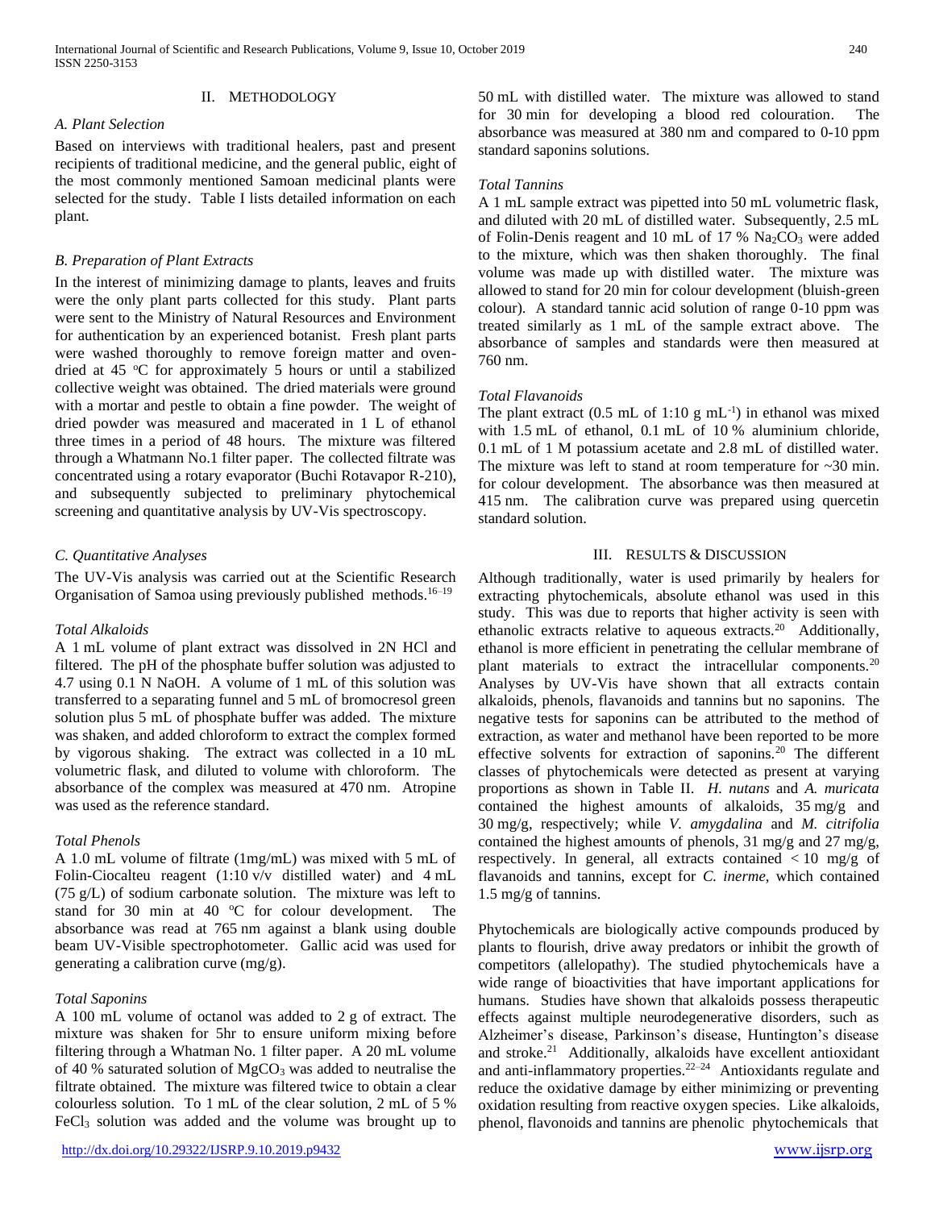## II. METHODOLOGY

### *A. Plant Selection*

Based on interviews with traditional healers, past and present recipients of traditional medicine, and the general public, eight of the most commonly mentioned Samoan medicinal plants were selected for the study. Table I lists detailed information on each plant.

### *B. Preparation of Plant Extracts*

In the interest of minimizing damage to plants, leaves and fruits were the only plant parts collected for this study. Plant parts were sent to the Ministry of Natural Resources and Environment for authentication by an experienced botanist. Fresh plant parts were washed thoroughly to remove foreign matter and oven-dried at 45 $^oC$ for approximately 5 hours or until a stabilized collective weight was obtained. The dried materials were ground with a mortar and pestle to obtain a fine powder. The weight of dried powder was measured and macerated in 1 L of ethanol three times in a period of 48 hours. The mixture was filtered through a Whatmann No.1 filter paper. The collected filtrate was concentrated using a rotary evaporator (Buchi Rotavapor R-210), and subsequently subjected to preliminary phytochemical screening and quantitative analysis by UV-Vis spectroscopy.

### *C. Quantitative Analyses*

The UV-Vis analysis was carried out at the Scientific Research Organisation of Samoa using previously published methods.[16–19]

#### *Total Alkaloids*

A 1 mL volume of plant extract was dissolved in 2N HCl and filtered. The pH of the phosphate buffer solution was adjusted to 4.7 using 0.1 N NaOH. A volume of 1 mL of this solution was transferred to a separating funnel and 5 mL of bromocresol green solution plus 5 mL of phosphate buffer was added. The mixture was shaken, and added chloroform to extract the complex formed by vigorous shaking. The extract was collected in a 10 mL volumetric flask, and diluted to volume with chloroform. The absorbance of the complex was measured at 470 nm. Atropine was used as the reference standard.

#### *Total Phenols*

A 1.0 mL volume of filtrate (1mg/mL) was mixed with 5 mL of Folin-Ciocalteu reagent (1:10 v/v distilled water) and 4 mL (75 g/L) of sodium carbonate solution. The mixture was left to stand for 30 min at 40 $^oC$ for colour development. The absorbance was read at 765 nm against a blank using double beam UV-Visible spectrophotometer. Gallic acid was used for generating a calibration curve (mg/g).

#### *Total Saponins*

A 100 mL volume of octanol was added to 2 g of extract. The mixture was shaken for 5hr to ensure uniform mixing before filtering through a Whatman No. 1 filter paper. A 20 mL volume of 40 % saturated solution of $MgCO_3$ was added to neutralise the filtrate obtained. The mixture was filtered twice to obtain a clear colourless solution. To 1 mL of the clear solution, 2 mL of 5 % $FeCl_3$ solution was added and the volume was brought up to 50 mL with distilled water. The mixture was allowed to stand for 30 min for developing a blood red colouration. The absorbance was measured at 380 nm and compared to 0-10 ppm standard saponins solutions.

#### *Total Tannins*

A 1 mL sample extract was pipetted into 50 mL volumetric flask, and diluted with 20 mL of distilled water. Subsequently, 2.5 mL of Folin-Denis reagent and 10 mL of 17 % $Na_2CO_3$ were added to the mixture, which was then shaken thoroughly. The final volume was made up with distilled water. The mixture was allowed to stand for 20 min for colour development (bluish-green colour). A standard tannic acid solution of range 0-10 ppm was treated similarly as 1 mL of the sample extract above. The absorbance of samples and standards were then measured at 760 nm.

#### *Total Flavanoids*

The plant extract (0.5 mL of 1:10 g $mL^{-1}$) in ethanol was mixed with 1.5 mL of ethanol, 0.1 mL of 10 % aluminium chloride, 0.1 mL of 1 M potassium acetate and 2.8 mL of distilled water. The mixture was left to stand at room temperature for ~30 min. for colour development. The absorbance was then measured at 415 nm. The calibration curve was prepared using quercetin standard solution.

## III. RESULTS & DISCUSSION

Although traditionally, water is used primarily by healers for extracting phytochemicals, absolute ethanol was used in this study. This was due to reports that higher activity is seen with ethanolic extracts relative to aqueous extracts.[20] Additionally, ethanol is more efficient in penetrating the cellular membrane of plant materials to extract the intracellular components.[20] Analyses by UV-Vis have shown that all extracts contain alkaloids, phenols, flavanoids and tannins but no saponins. The negative tests for saponins can be attributed to the method of extraction, as water and methanol have been reported to be more effective solvents for extraction of saponins.[20] The different classes of phytochemicals were detected as present at varying proportions as shown in Table II. *H. nutans* and *A. muricata* contained the highest amounts of alkaloids, 35 mg/g and 30 mg/g, respectively; while *V. amygdalina* and *M. citrifolia* contained the highest amounts of phenols, 31 mg/g and 27 mg/g, respectively. In general, all extracts contained < 10 mg/g of flavanoids and tannins, except for *C. inerme*, which contained 1.5 mg/g of tannins.

Phytochemicals are biologically active compounds produced by plants to flourish, drive away predators or inhibit the growth of competitors (allelopathy). The studied phytochemicals have a wide range of bioactivities that have important applications for humans. Studies have shown that alkaloids possess therapeutic effects against multiple neurodegenerative disorders, such as Alzheimer's disease, Parkinson's disease, Huntington's disease and stroke.[21] Additionally, alkaloids have excellent antioxidant and anti-inflammatory properties.[22–24] Antioxidants regulate and reduce the oxidative damage by either minimizing or preventing oxidation resulting from reactive oxygen species. Like alkaloids, phenol, flavonoids and tannins are phenolic phytochemicals that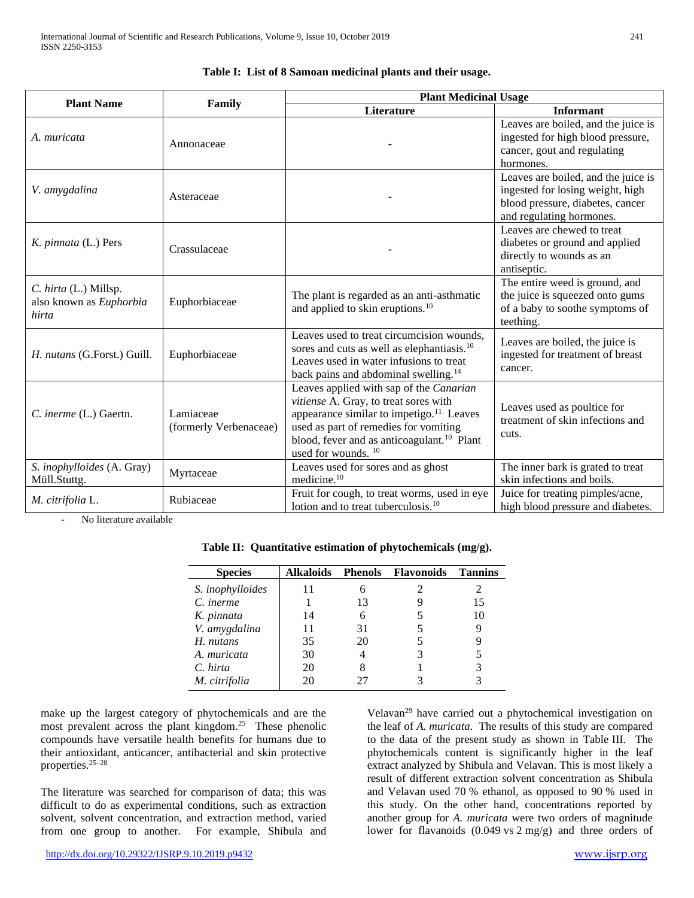**Table I: List of 8 Samoan medicinal plants and their usage.**

| Plant Name | Family | Plant Medicinal Usage | |
|---|---|---|---|
| | | Literature | Informant |
| *A. muricata* | Annonaceae | - | Leaves are boiled, and the juice is ingested for high blood pressure, cancer, gout and regulating hormones. |
| *V. amygdalina* | Asteraceae | - | Leaves are boiled, and the juice is ingested for losing weight, high blood pressure, diabetes, cancer and regulating hormones. |
| *K. pinnata* (L.) Pers | Crassulaceae | - | Leaves are chewed to treat diabetes or ground and applied directly to wounds as an antiseptic. |
| *C. hirta* (L.) Millsp. also known as *Euphorbia hirta* | Euphorbiaceae | The plant is regarded as an anti-asthmatic and applied to skin eruptions.[10] | The entire weed is ground, and the juice is squeezed onto gums of a baby to soothe symptoms of teething. |
| *H. nutans* (G.Forst.) Guill. | Euphorbiaceae | Leaves used to treat circumcision wounds, sores and cuts as well as elephantiasis.[10] Leaves used in water infusions to treat back pains and abdominal swelling.[14] | Leaves are boiled, the juice is ingested for treatment of breast cancer. |
| *C. inerme* (L.) Gaertn. | Lamiaceae (formerly Verbenaceae) | Leaves applied with sap of the *Canarian vitiense* A. Gray, to treat sores with appearance similar to impetigo.[11] Leaves used as part of remedies for vomiting blood, fever and as anticoagulant.[10] Plant used for wounds.[10] | Leaves used as poultice for treatment of skin infections and cuts. |
| *S. inophylloides* (A. Gray) Müll.Stuttg. | Myrtaceae | Leaves used for sores and as ghost medicine.[10] | The inner bark is grated to treat skin infections and boils. |
| *M. citrifolia* L. | Rubiaceae | Fruit for cough, to treat worms, used in eye lotion and to treat tuberculosis.[10] | Juice for treating pimples/acne, high blood pressure and diabetes. |

- No literature available

**Table II: Quantitative estimation of phytochemicals (mg/g).**

| Species | Alkaloids | Phenols | Flavonoids | Tannins |
|---|---|---|---|---|
| *S. inophylloides* | 11 | 6 | 2 | 2 |
| *C. inerme* | 1 | 13 | 9 | 15 |
| *K. pinnata* | 14 | 6 | 5 | 10 |
| *V. amygdalina* | 11 | 31 | 5 | 9 |
| *H. nutans* | 35 | 20 | 5 | 9 |
| *A. muricata* | 30 | 4 | 3 | 5 |
| *C. hirta* | 20 | 8 | 1 | 3 |
| *M. citrifolia* | 20 | 27 | 3 | 3 |

make up the largest category of phytochemicals and are the most prevalent across the plant kingdom.[25] These phenolic compounds have versatile health benefits for humans due to their antioxidant, anticancer, antibacterial and skin protective properties.[25–28]

The literature was searched for comparison of data; this was difficult to do as experimental conditions, such as extraction solvent, solvent concentration, and extraction method, varied from one group to another. For example, Shibula and Velavan[29] have carried out a phytochemical investigation on the leaf of *A. muricata*. The results of this study are compared to the data of the present study as shown in Table III. The phytochemicals content is significantly higher in the leaf extract analyzed by Shibula and Velavan. This is most likely a result of different extraction solvent concentration as Shibula and Velavan used 70 % ethanol, as opposed to 90 % used in this study. On the other hand, concentrations reported by another group for *A. muricata* were two orders of magnitude lower for flavanoids (0.049 vs 2 mg/g) and three orders of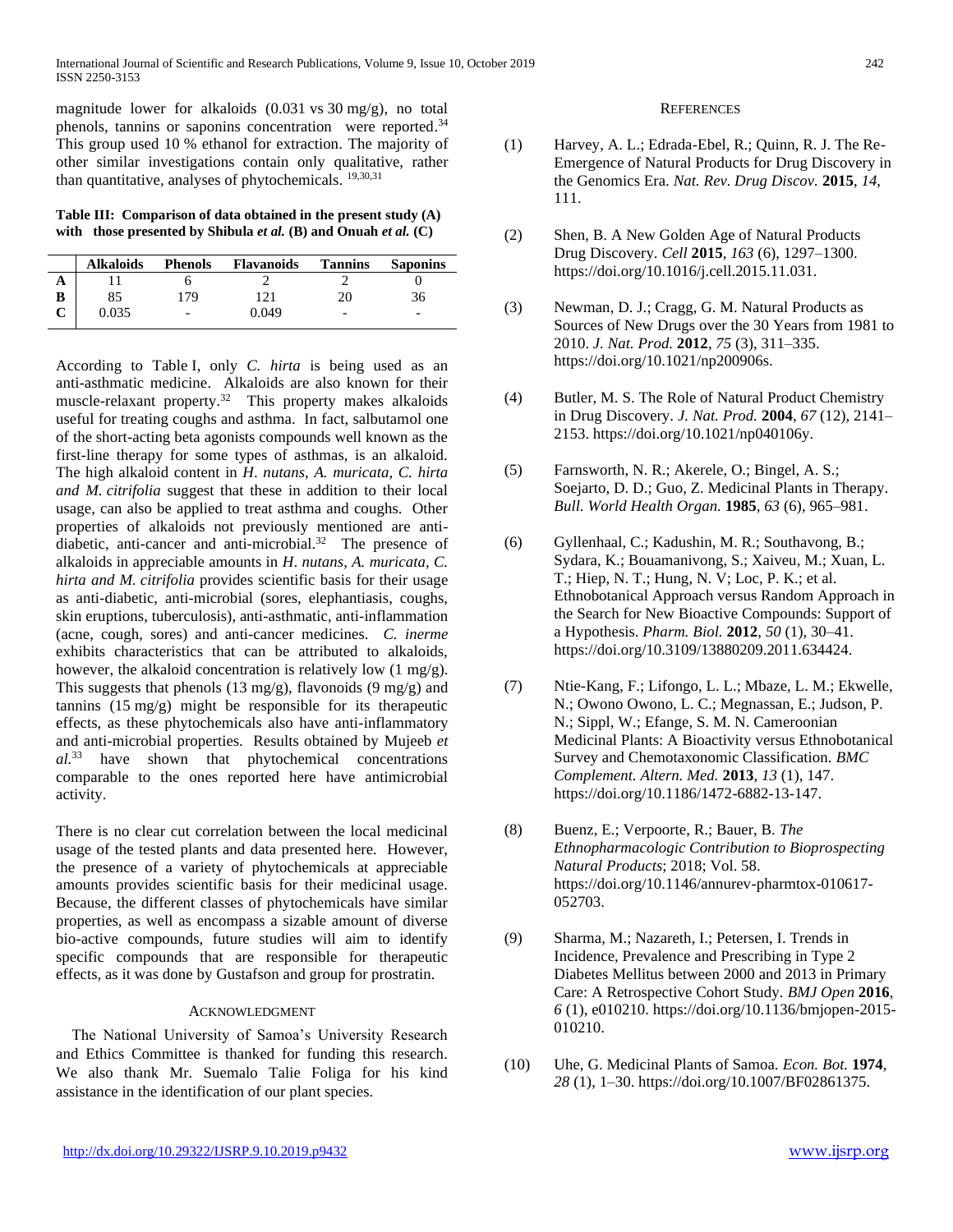magnitude lower for alkaloids (0.031 vs 30 mg/g), no total phenols, tannins or saponins concentration were reported.[34] This group used 10 % ethanol for extraction. The majority of other similar investigations contain only qualitative, rather than quantitative, analyses of phytochemicals. [19,30,31]

**Table III: Comparison of data obtained in the present study (A) with those presented by Shibula *et al.* (B) and Onuah *et al.* (C)**

| | Alkaloids | Phenols | Flavanoids | Tannins | Saponins |
|---|---|---|---|---|---|
| **A** | 11 | 6 | 2 | 2 | 0 |
| **B** | 85 | 179 | 121 | 20 | 36 |
| **C** | 0.035 | - | 0.049 | - | - |

According to Table I, only *C. hirta* is being used as an anti-asthmatic medicine. Alkaloids are also known for their muscle-relaxant property.[32] This property makes alkaloids useful for treating coughs and asthma. In fact, salbutamol one of the short-acting beta agonists compounds well known as the first-line therapy for some types of asthmas, is an alkaloid. The high alkaloid content in *H. nutans, A. muricata, C. hirta and M. citrifolia* suggest that these in addition to their local usage, can also be applied to treat asthma and coughs. Other properties of alkaloids not previously mentioned are anti-diabetic, anti-cancer and anti-microbial.[32] The presence of alkaloids in appreciable amounts in *H. nutans, A. muricata, C. hirta and M. citrifolia* provides scientific basis for their usage as anti-diabetic, anti-microbial (sores, elephantiasis, coughs, skin eruptions, tuberculosis), anti-asthmatic, anti-inflammation (acne, cough, sores) and anti-cancer medicines. *C. inerme* exhibits characteristics that can be attributed to alkaloids, however, the alkaloid concentration is relatively low (1 mg/g). This suggests that phenols (13 mg/g), flavonoids (9 mg/g) and tannins (15 mg/g) might be responsible for its therapeutic effects, as these phytochemicals also have anti-inflammatory and anti-microbial properties. Results obtained by Mujeeb *et al.*[33] have shown that phytochemical concentrations comparable to the ones reported here have antimicrobial activity.

There is no clear cut correlation between the local medicinal usage of the tested plants and data presented here. However, the presence of a variety of phytochemicals at appreciable amounts provides scientific basis for their medicinal usage. Because, the different classes of phytochemicals have similar properties, as well as encompass a sizable amount of diverse bio-active compounds, future studies will aim to identify specific compounds that are responsible for therapeutic effects, as it was done by Gustafson and group for prostratin.

## Acknowledgment

The National University of Samoa's University Research and Ethics Committee is thanked for funding this research. We also thank Mr. Suemalo Talie Foliga for his kind assistance in the identification of our plant species.

## References

(1) Harvey, A. L.; Edrada-Ebel, R.; Quinn, R. J. The Re-Emergence of Natural Products for Drug Discovery in the Genomics Era. *Nat. Rev. Drug Discov.* **2015**, *14*, 111.

(2) Shen, B. A New Golden Age of Natural Products Drug Discovery. *Cell* **2015**, *163* (6), 1297–1300. https://doi.org/10.1016/j.cell.2015.11.031.

(3) Newman, D. J.; Cragg, G. M. Natural Products as Sources of New Drugs over the 30 Years from 1981 to 2010. *J. Nat. Prod.* **2012**, *75* (3), 311–335. https://doi.org/10.1021/np200906s.

(4) Butler, M. S. The Role of Natural Product Chemistry in Drug Discovery. *J. Nat. Prod.* **2004**, *67* (12), 2141–2153. https://doi.org/10.1021/np040106y.

(5) Farnsworth, N. R.; Akerele, O.; Bingel, A. S.; Soejarto, D. D.; Guo, Z. Medicinal Plants in Therapy. *Bull. World Health Organ.* **1985**, *63* (6), 965–981.

(6) Gyllenhaal, C.; Kadushin, M. R.; Southavong, B.; Sydara, K.; Bouamanivong, S.; Xaiveu, M.; Xuan, L. T.; Hiep, N. T.; Hung, N. V; Loc, P. K.; et al. Ethnobotanical Approach versus Random Approach in the Search for New Bioactive Compounds: Support of a Hypothesis. *Pharm. Biol.* **2012**, *50* (1), 30–41. https://doi.org/10.3109/13880209.2011.634424.

(7) Ntie-Kang, F.; Lifongo, L. L.; Mbaze, L. M.; Ekwelle, N.; Owono Owono, L. C.; Megnassan, E.; Judson, P. N.; Sippl, W.; Efange, S. M. N. Cameroonian Medicinal Plants: A Bioactivity versus Ethnobotanical Survey and Chemotaxonomic Classification. *BMC Complement. Altern. Med.* **2013**, *13* (1), 147. https://doi.org/10.1186/1472-6882-13-147.

(8) Buenz, E.; Verpoorte, R.; Bauer, B. *The Ethnopharmacologic Contribution to Bioprospecting Natural Products*; 2018; Vol. 58. https://doi.org/10.1146/annurev-pharmtox-010617-052703.

(9) Sharma, M.; Nazareth, I.; Petersen, I. Trends in Incidence, Prevalence and Prescribing in Type 2 Diabetes Mellitus between 2000 and 2013 in Primary Care: A Retrospective Cohort Study. *BMJ Open* **2016**, *6* (1), e010210. https://doi.org/10.1136/bmjopen-2015-010210.

(10) Uhe, G. Medicinal Plants of Samoa. *Econ. Bot.* **1974**, *28* (1), 1–30. https://doi.org/10.1007/BF02861375.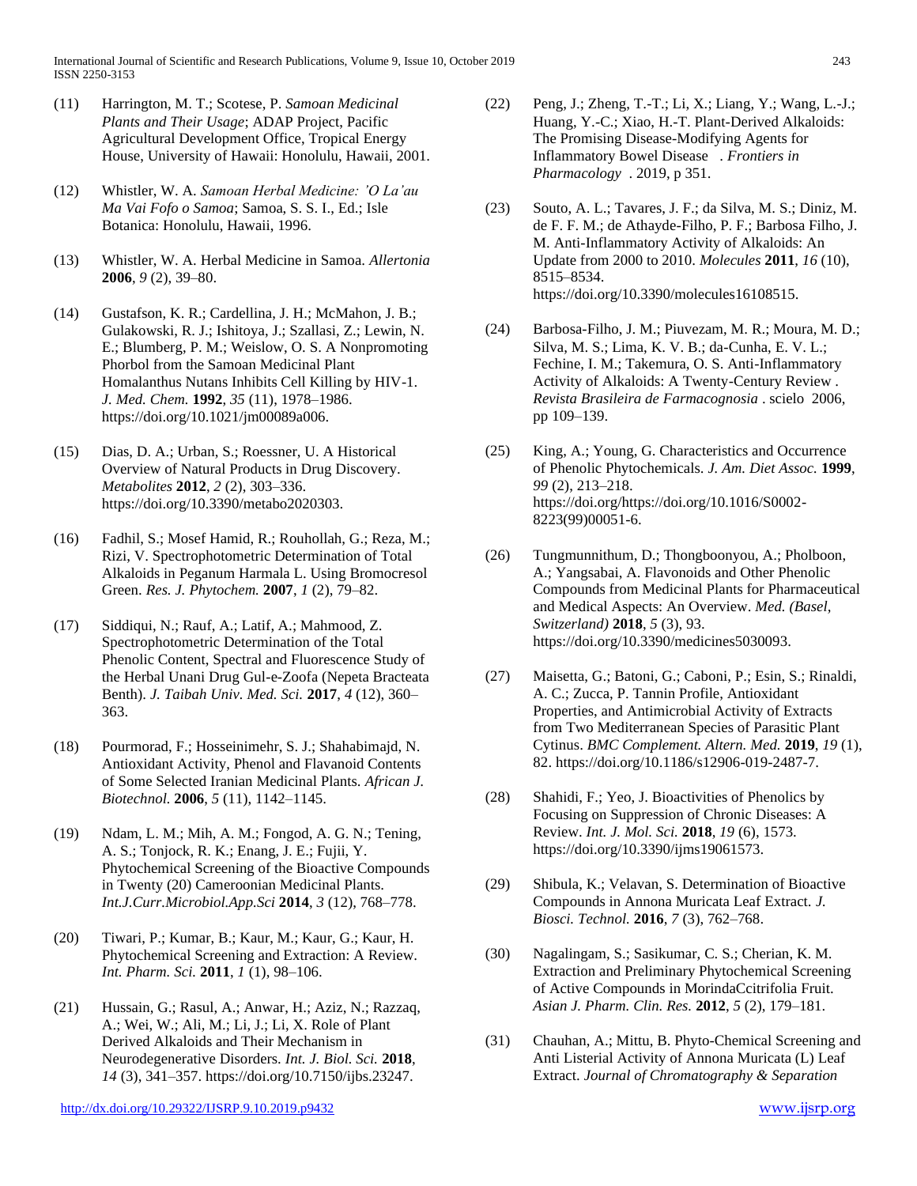(11) Harrington, M. T.; Scotese, P. *Samoan Medicinal Plants and Their Usage*; ADAP Project, Pacific Agricultural Development Office, Tropical Energy House, University of Hawaii: Honolulu, Hawaii, 2001.

(12) Whistler, W. A. *Samoan Herbal Medicine: 'O La'au Ma Vai Fofo o Samoa*; Samoa, S. S. I., Ed.; Isle Botanica: Honolulu, Hawaii, 1996.

(13) Whistler, W. A. Herbal Medicine in Samoa. *Allertonia* **2006**, *9* (2), 39–80.

(14) Gustafson, K. R.; Cardellina, J. H.; McMahon, J. B.; Gulakowski, R. J.; Ishitoya, J.; Szallasi, Z.; Lewin, N. E.; Blumberg, P. M.; Weislow, O. S. A Nonpromoting Phorbol from the Samoan Medicinal Plant Homalanthus Nutans Inhibits Cell Killing by HIV-1. *J. Med. Chem.* **1992**, *35* (11), 1978–1986. https://doi.org/10.1021/jm00089a006.

(15) Dias, D. A.; Urban, S.; Roessner, U. A Historical Overview of Natural Products in Drug Discovery. *Metabolites* **2012**, *2* (2), 303–336. https://doi.org/10.3390/metabo2020303.

(16) Fadhil, S.; Mosef Hamid, R.; Rouhollah, G.; Reza, M.; Rizi, V. Spectrophotometric Determination of Total Alkaloids in Peganum Harmala L. Using Bromocresol Green. *Res. J. Phytochem.* **2007**, *1* (2), 79–82.

(17) Siddiqui, N.; Rauf, A.; Latif, A.; Mahmood, Z. Spectrophotometric Determination of the Total Phenolic Content, Spectral and Fluorescence Study of the Herbal Unani Drug Gul-e-Zoofa (Nepeta Bracteata Benth). *J. Taibah Univ. Med. Sci.* **2017**, *4* (12), 360–363.

(18) Pourmorad, F.; Hosseinimehr, S. J.; Shahabimajd, N. Antioxidant Activity, Phenol and Flavanoid Contents of Some Selected Iranian Medicinal Plants. *African J. Biotechnol.* **2006**, *5* (11), 1142–1145.

(19) Ndam, L. M.; Mih, A. M.; Fongod, A. G. N.; Tening, A. S.; Tonjock, R. K.; Enang, J. E.; Fujii, Y. Phytochemical Screening of the Bioactive Compounds in Twenty (20) Cameroonian Medicinal Plants. *Int.J.Curr.Microbiol.App.Sci* **2014**, *3* (12), 768–778.

(20) Tiwari, P.; Kumar, B.; Kaur, M.; Kaur, G.; Kaur, H. Phytochemical Screening and Extraction: A Review. *Int. Pharm. Sci.* **2011**, *1* (1), 98–106.

(21) Hussain, G.; Rasul, A.; Anwar, H.; Aziz, N.; Razzaq, A.; Wei, W.; Ali, M.; Li, J.; Li, X. Role of Plant Derived Alkaloids and Their Mechanism in Neurodegenerative Disorders. *Int. J. Biol. Sci.* **2018**, *14* (3), 341–357. https://doi.org/10.7150/ijbs.23247.

(22) Peng, J.; Zheng, T.-T.; Li, X.; Liang, Y.; Wang, L.-J.; Huang, Y.-C.; Xiao, H.-T. Plant-Derived Alkaloids: The Promising Disease-Modifying Agents for Inflammatory Bowel Disease . *Frontiers in Pharmacology* . 2019, p 351.

(23) Souto, A. L.; Tavares, J. F.; da Silva, M. S.; Diniz, M. de F. F. M.; de Athayde-Filho, P. F.; Barbosa Filho, J. M. Anti-Inflammatory Activity of Alkaloids: An Update from 2000 to 2010. *Molecules* **2011**, *16* (10), 8515–8534. https://doi.org/10.3390/molecules16108515.

(24) Barbosa-Filho, J. M.; Piuvezam, M. R.; Moura, M. D.; Silva, M. S.; Lima, K. V. B.; da-Cunha, E. V. L.; Fechine, I. M.; Takemura, O. S. Anti-Inflammatory Activity of Alkaloids: A Twenty-Century Review . *Revista Brasileira de Farmacognosia* . scielo 2006, pp 109–139.

(25) King, A.; Young, G. Characteristics and Occurrence of Phenolic Phytochemicals. *J. Am. Diet Assoc.* **1999**, *99* (2), 213–218. https://doi.org/https://doi.org/10.1016/S0002-8223(99)00051-6.

(26) Tungmunnithum, D.; Thongboonyou, A.; Pholboon, A.; Yangsabai, A. Flavonoids and Other Phenolic Compounds from Medicinal Plants for Pharmaceutical and Medical Aspects: An Overview. *Med. (Basel, Switzerland)* **2018**, *5* (3), 93. https://doi.org/10.3390/medicines5030093.

(27) Maisetta, G.; Batoni, G.; Caboni, P.; Esin, S.; Rinaldi, A. C.; Zucca, P. Tannin Profile, Antioxidant Properties, and Antimicrobial Activity of Extracts from Two Mediterranean Species of Parasitic Plant Cytinus. *BMC Complement. Altern. Med.* **2019**, *19* (1), 82. https://doi.org/10.1186/s12906-019-2487-7.

(28) Shahidi, F.; Yeo, J. Bioactivities of Phenolics by Focusing on Suppression of Chronic Diseases: A Review. *Int. J. Mol. Sci.* **2018**, *19* (6), 1573. https://doi.org/10.3390/ijms19061573.

(29) Shibula, K.; Velavan, S. Determination of Bioactive Compounds in Annona Muricata Leaf Extract. *J. Biosci. Technol.* **2016**, *7* (3), 762–768.

(30) Nagalingam, S.; Sasikumar, C. S.; Cherian, K. M. Extraction and Preliminary Phytochemical Screening of Active Compounds in MorindaCcitrifolia Fruit. *Asian J. Pharm. Clin. Res.* **2012**, *5* (2), 179–181.

(31) Chauhan, A.; Mittu, B. Phyto-Chemical Screening and Anti Listerial Activity of Annona Muricata (L) Leaf Extract. *Journal of Chromatography & Separation*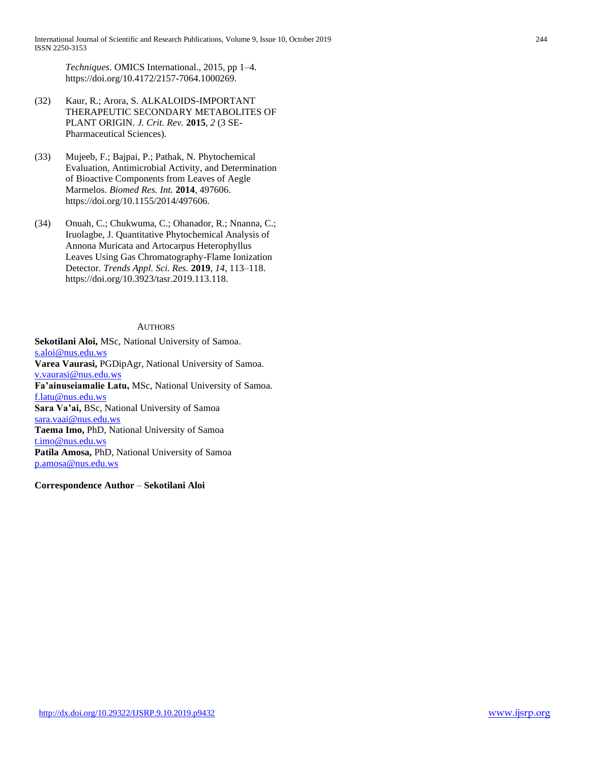*Techniques*. OMICS International., 2015, pp 1–4. https://doi.org/10.4172/2157-7064.1000269.

(32) Kaur, R.; Arora, S. ALKALOIDS-IMPORTANT THERAPEUTIC SECONDARY METABOLITES OF PLANT ORIGIN. *J. Crit. Rev.* **2015**, *2* (3 SE-Pharmaceutical Sciences).

(33) Mujeeb, F.; Bajpai, P.; Pathak, N. Phytochemical Evaluation, Antimicrobial Activity, and Determination of Bioactive Components from Leaves of Aegle Marmelos. *Biomed Res. Int.* **2014**, 497606. https://doi.org/10.1155/2014/497606.

(34) Onuah, C.; Chukwuma, C.; Ohanador, R.; Nnanna, C.; Iruolagbe, J. Quantitative Phytochemical Analysis of Annona Muricata and Artocarpus Heterophyllus Leaves Using Gas Chromatography-Flame Ionization Detector. *Trends Appl. Sci. Res.* **2019**, *14*, 113–118. https://doi.org/10.3923/tasr.2019.113.118.

## Authors

**Sekotilani Aloi,** MSc, National University of Samoa. s.aloi@nus.edu.ws
**Varea Vaurasi,** PGDipAgr, National University of Samoa. v.vaurasi@nus.edu.ws
**Fa'ainuseiamalie Latu,** MSc, National University of Samoa. f.latu@nus.edu.ws
**Sara Va'ai,** BSc, National University of Samoa sara.vaai@nus.edu.ws
**Taema Imo,** PhD, National University of Samoa t.imo@nus.edu.ws
**Patila Amosa,** PhD, National University of Samoa p.amosa@nus.edu.ws

**Correspondence Author** – **Sekotilani Aloi**